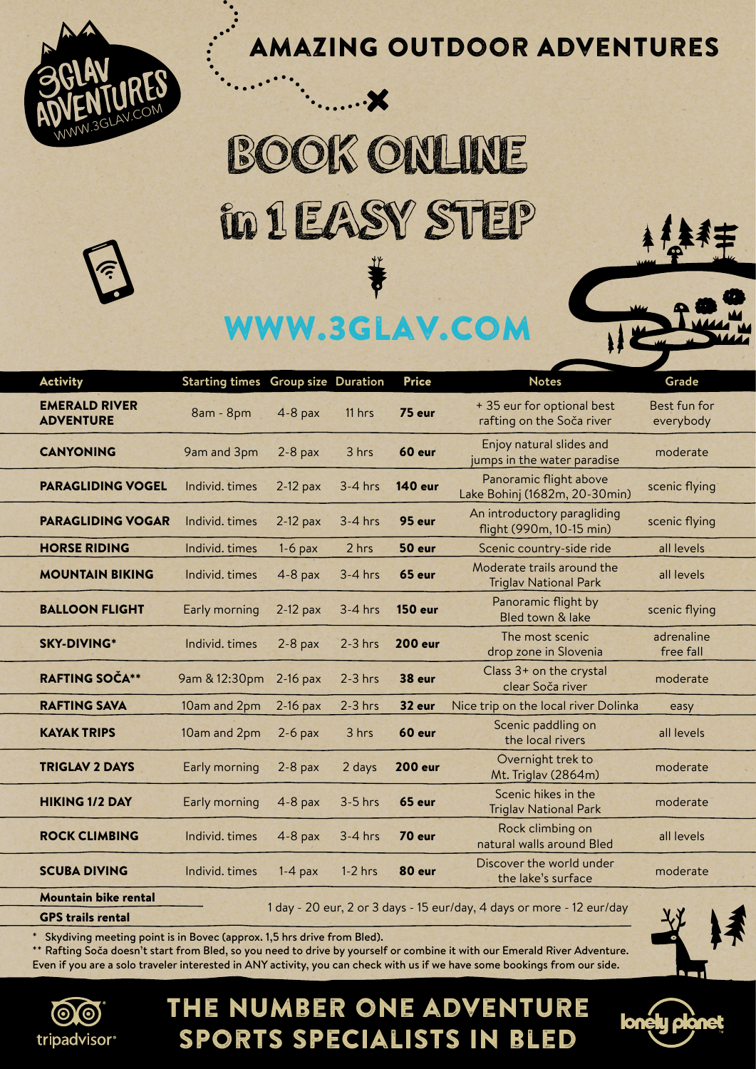3GLAV ADVENTURES
WWW.3GLAV.COM

# AMAZING OUTDOOR ADVENTURES

# BOOK ONLINE in 1 EASY STEP

## WWW.3GLAV.COM

| Activity | Starting times | Group size | Duration | Price | Notes | Grade |
|---|---|---|---|---|---|---|
| **EMERALD RIVER ADVENTURE** | 8am - 8pm | 4-8 pax | 11 hrs | **75 eur** | + 35 eur for optional best rafting on the Soča river | Best fun for everybody |
| **CANYONING** | 9am and 3pm | 2-8 pax | 3 hrs | **60 eur** | Enjoy natural slides and jumps in the water paradise | moderate |
| **PARAGLIDING VOGEL** | Individ. times | 2-12 pax | 3-4 hrs | **140 eur** | Panoramic flight above Lake Bohinj (1682m, 20-30min) | scenic flying |
| **PARAGLIDING VOGAR** | Individ. times | 2-12 pax | 3-4 hrs | **95 eur** | An introductory paragliding flight (990m, 10-15 min) | scenic flying |
| **HORSE RIDING** | Individ. times | 1-6 pax | 2 hrs | **50 eur** | Scenic country-side ride | all levels |
| **MOUNTAIN BIKING** | Individ. times | 4-8 pax | 3-4 hrs | **65 eur** | Moderate trails around the Triglav National Park | all levels |
| **BALLOON FLIGHT** | Early morning | 2-12 pax | 3-4 hrs | **150 eur** | Panoramic flight by Bled town & lake | scenic flying |
| **SKY-DIVING*** | Individ. times | 2-8 pax | 2-3 hrs | **200 eur** | The most scenic drop zone in Slovenia | adrenaline free fall |
| **RAFTING SOČA**** | 9am & 12:30pm | 2-16 pax | 2-3 hrs | **38 eur** | Class 3+ on the crystal clear Soča river | moderate |
| **RAFTING SAVA** | 10am and 2pm | 2-16 pax | 2-3 hrs | **32 eur** | Nice trip on the local river Dolinka | easy |
| **KAYAK TRIPS** | 10am and 2pm | 2-6 pax | 3 hrs | **60 eur** | Scenic paddling on the local rivers | all levels |
| **TRIGLAV 2 DAYS** | Early morning | 2-8 pax | 2 days | **200 eur** | Overnight trek to Mt. Triglav (2864m) | moderate |
| **HIKING 1/2 DAY** | Early morning | 4-8 pax | 3-5 hrs | **65 eur** | Scenic hikes in the Triglav National Park | moderate |
| **ROCK CLIMBING** | Individ. times | 4-8 pax | 3-4 hrs | **70 eur** | Rock climbing on natural walls around Bled | all levels |
| **SCUBA DIVING** | Individ. times | 1-4 pax | 1-2 hrs | **80 eur** | Discover the world under the lake's surface | moderate |
| **Mountain bike rental** | 1 day - 20 eur, 2 or 3 days - 15 eur/day, 4 days or more - 12 eur/day | | | | | |
| **GPS trails rental** | | | | | | |

* Skydiving meeting point is in Bovec (approx. 1,5 hrs drive from Bled).

** Rafting Soča doesn't start from Bled, so you need to drive by yourself or combine it with our Emerald River Adventure.

Even if you are a solo traveler interested in ANY activity, you can check with us if we have some bookings from our side.

tripadvisor

## THE NUMBER ONE ADVENTURE SPORTS SPECIALISTS IN BLED

lonely planet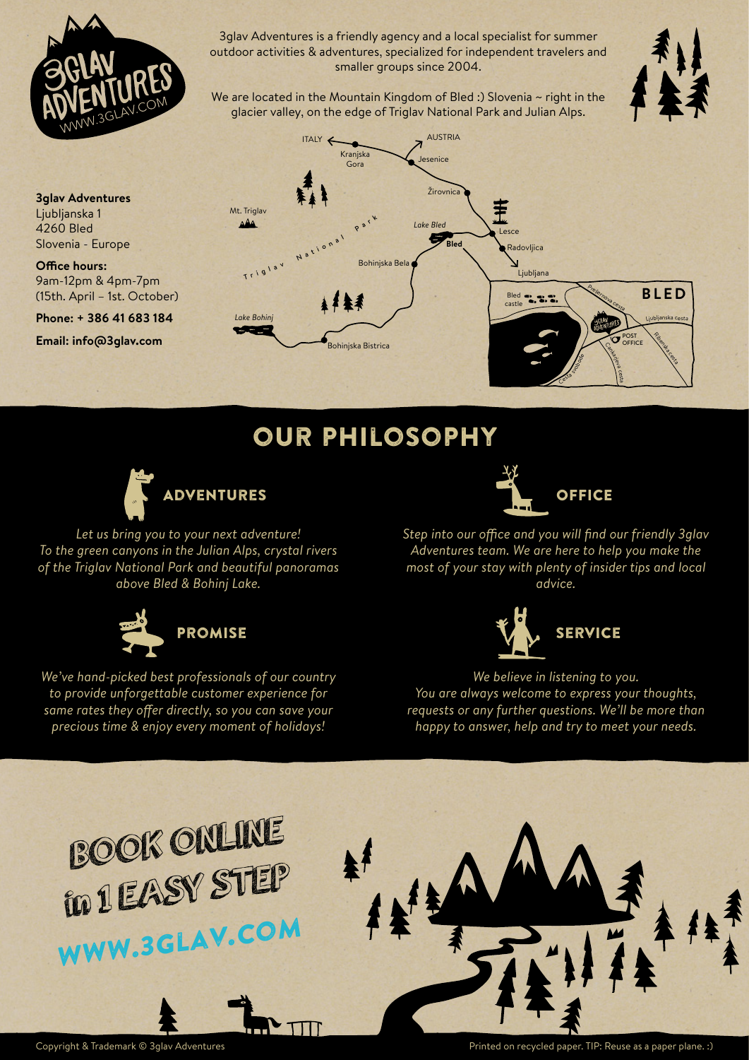3glav Adventures is a friendly agency and a local specialist for summer outdoor activities & adventures, specialized for independent travelers and smaller groups since 2004.

We are located in the Mountain Kingdom of Bled :) Slovenia ~ right in the glacier valley, on the edge of Triglav National Park and Julian Alps.

**3glav Adventures**
Ljubljanska 1
4260 Bled
Slovenia - Europe

**Office hours:**
9am-12pm & 4pm-7pm
(15th. April – 1st. October)

**Phone: + 386 41 683 184**

**Email: info@3glav.com**

ITALY
AUSTRIA
Kranjska Gora
Jesenice
Žirovnica
Mt. Triglav
Triglav National Park
Lake Bled
Bled
Lesce
Radovljica
Bohinjska Bela
Ljubljana
Lake Bohinj
Bohinjska Bistrica
BLED
Bled castle
Prešernova cesta
Ljubljanska cesta
POST OFFICE
Cankarjeva cesta
Cesta svobode
Ribenska cesta

# OUR PHILOSOPHY

## ADVENTURES

*Let us bring you to your next adventure! To the green canyons in the Julian Alps, crystal rivers of the Triglav National Park and beautiful panoramas above Bled & Bohinj Lake.*

## OFFICE

*Step into our office and you will find our friendly 3glav Adventures team. We are here to help you make the most of your stay with plenty of insider tips and local advice.*

## PROMISE

*We've hand-picked best professionals of our country to provide unforgettable customer experience for same rates they offer directly, so you can save your precious time & enjoy every moment of holidays!*

## SERVICE

*We believe in listening to you. You are always welcome to express your thoughts, requests or any further questions. We'll be more than happy to answer, help and try to meet your needs.*

# BOOK ONLINE in 1 EASY STEP

WWW.3GLAV.COM

Copyright & Trademark © 3glav Adventures

Printed on recycled paper. TIP: Reuse as a paper plane. :)